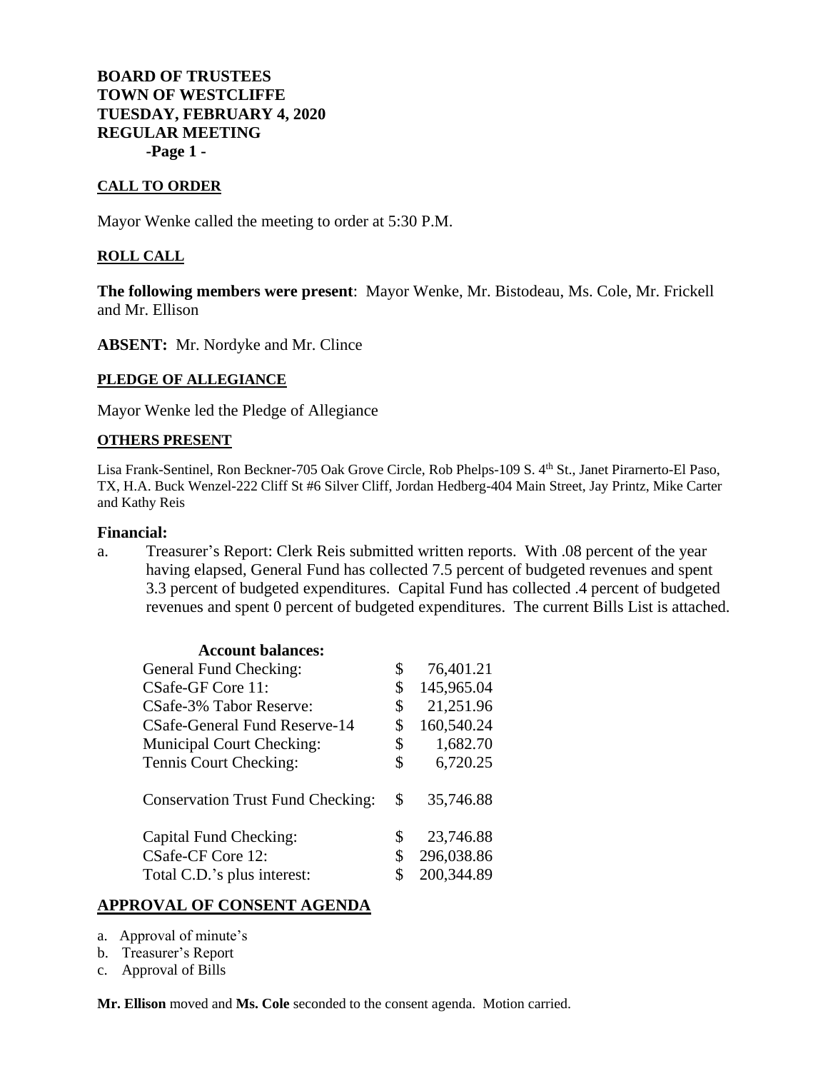**BOARD OF TRUSTEES**
**TOWN OF WESTCLIFFE**
**TUESDAY, FEBRUARY 4, 2020**
**REGULAR MEETING**

## CALL TO ORDER

Mayor Wenke called the meeting to order at 5:30 P.M.

## ROLL CALL

**The following members were present**: Mayor Wenke, Mr. Bistodeau, Ms. Cole, Mr. Frickell and Mr. Ellison

**ABSENT:** Mr. Nordyke and Mr. Clince

## PLEDGE OF ALLEGIANCE

Mayor Wenke led the Pledge of Allegiance

## OTHERS PRESENT

Lisa Frank-Sentinel, Ron Beckner-705 Oak Grove Circle, Rob Phelps-109 S. 4th St., Janet Pirarnerto-El Paso, TX, H.A. Buck Wenzel-222 Cliff St #6 Silver Cliff, Jordan Hedberg-404 Main Street, Jay Printz, Mike Carter and Kathy Reis

## Financial:

a. Treasurer's Report: Clerk Reis submitted written reports. With .08 percent of the year having elapsed, General Fund has collected 7.5 percent of budgeted revenues and spent 3.3 percent of budgeted expenditures. Capital Fund has collected .4 percent of budgeted revenues and spent 0 percent of budgeted expenditures. The current Bills List is attached.

| **Account balances:** | | |
|---|---|---|
| General Fund Checking: | $ | 76,401.21 |
| CSafe-GF Core 11: | $ | 145,965.04 |
| CSafe-3% Tabor Reserve: | $ | 21,251.96 |
| CSafe-General Fund Reserve-14 | $ | 160,540.24 |
| Municipal Court Checking: | $ | 1,682.70 |
| Tennis Court Checking: | $ | 6,720.25 |
| Conservation Trust Fund Checking: | $ | 35,746.88 |
| Capital Fund Checking: | $ | 23,746.88 |
| CSafe-CF Core 12: | $ | 296,038.86 |
| Total C.D.'s plus interest: | $ | 200,344.89 |

## APPROVAL OF CONSENT AGENDA

a. Approval of minute's
b. Treasurer's Report
c. Approval of Bills

**Mr. Ellison** moved and **Ms. Cole** seconded to the consent agenda. Motion carried.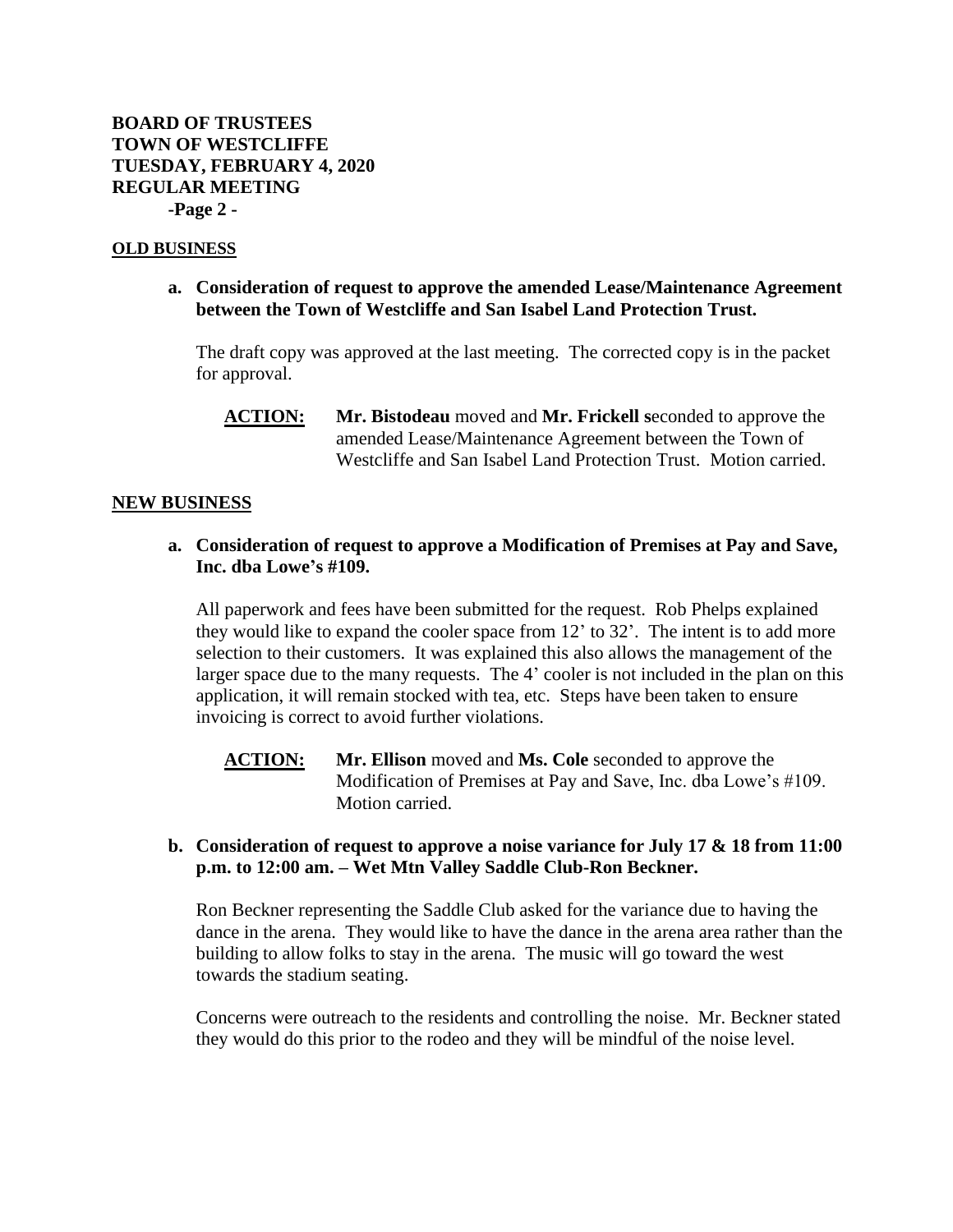**OLD BUSINESS**

**a. Consideration of request to approve the amended Lease/Maintenance Agreement between the Town of Westcliffe and San Isabel Land Protection Trust.**

The draft copy was approved at the last meeting. The corrected copy is in the packet for approval.

**ACTION:** **Mr. Bistodeau** moved and **Mr. Frickell s**econded to approve the amended Lease/Maintenance Agreement between the Town of Westcliffe and San Isabel Land Protection Trust. Motion carried.

**NEW BUSINESS**

**a. Consideration of request to approve a Modification of Premises at Pay and Save, Inc. dba Lowe's #109.**

All paperwork and fees have been submitted for the request. Rob Phelps explained they would like to expand the cooler space from 12' to 32'. The intent is to add more selection to their customers. It was explained this also allows the management of the larger space due to the many requests. The 4' cooler is not included in the plan on this application, it will remain stocked with tea, etc. Steps have been taken to ensure invoicing is correct to avoid further violations.

**ACTION:** **Mr. Ellison** moved and **Ms. Cole** seconded to approve the Modification of Premises at Pay and Save, Inc. dba Lowe's #109. Motion carried.

**b. Consideration of request to approve a noise variance for July 17 & 18 from 11:00 p.m. to 12:00 am. – Wet Mtn Valley Saddle Club-Ron Beckner.**

Ron Beckner representing the Saddle Club asked for the variance due to having the dance in the arena. They would like to have the dance in the arena area rather than the building to allow folks to stay in the arena. The music will go toward the west towards the stadium seating.

Concerns were outreach to the residents and controlling the noise. Mr. Beckner stated they would do this prior to the rodeo and they will be mindful of the noise level.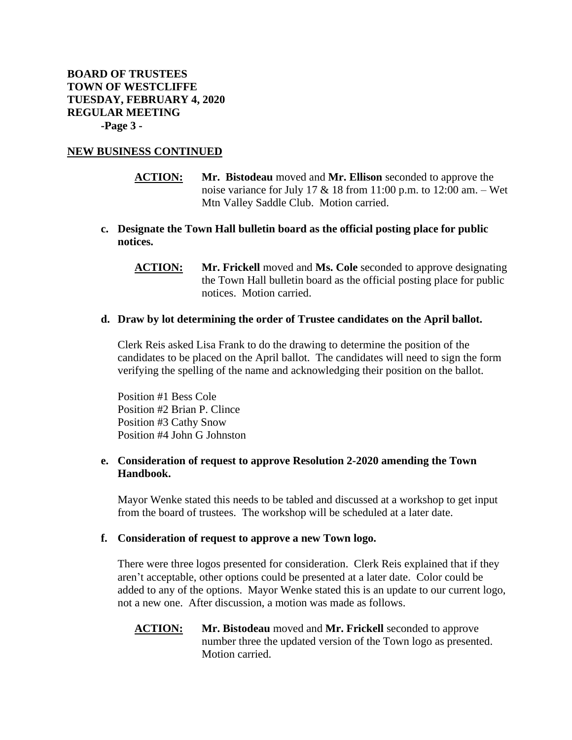## NEW BUSINESS CONTINUED

**ACTION:** **Mr. Bistodeau** moved and **Mr. Ellison** seconded to approve the noise variance for July 17 & 18 from 11:00 p.m. to 12:00 am. – Wet Mtn Valley Saddle Club. Motion carried.

**c. Designate the Town Hall bulletin board as the official posting place for public notices.**

**ACTION:** **Mr. Frickell** moved and **Ms. Cole** seconded to approve designating the Town Hall bulletin board as the official posting place for public notices. Motion carried.

**d. Draw by lot determining the order of Trustee candidates on the April ballot.**

Clerk Reis asked Lisa Frank to do the drawing to determine the position of the candidates to be placed on the April ballot. The candidates will need to sign the form verifying the spelling of the name and acknowledging their position on the ballot.

Position #1 Bess Cole
Position #2 Brian P. Clince
Position #3 Cathy Snow
Position #4 John G Johnston

**e. Consideration of request to approve Resolution 2-2020 amending the Town Handbook.**

Mayor Wenke stated this needs to be tabled and discussed at a workshop to get input from the board of trustees. The workshop will be scheduled at a later date.

**f. Consideration of request to approve a new Town logo.**

There were three logos presented for consideration. Clerk Reis explained that if they aren't acceptable, other options could be presented at a later date. Color could be added to any of the options. Mayor Wenke stated this is an update to our current logo, not a new one. After discussion, a motion was made as follows.

**ACTION:** **Mr. Bistodeau** moved and **Mr. Frickell** seconded to approve number three the updated version of the Town logo as presented. Motion carried.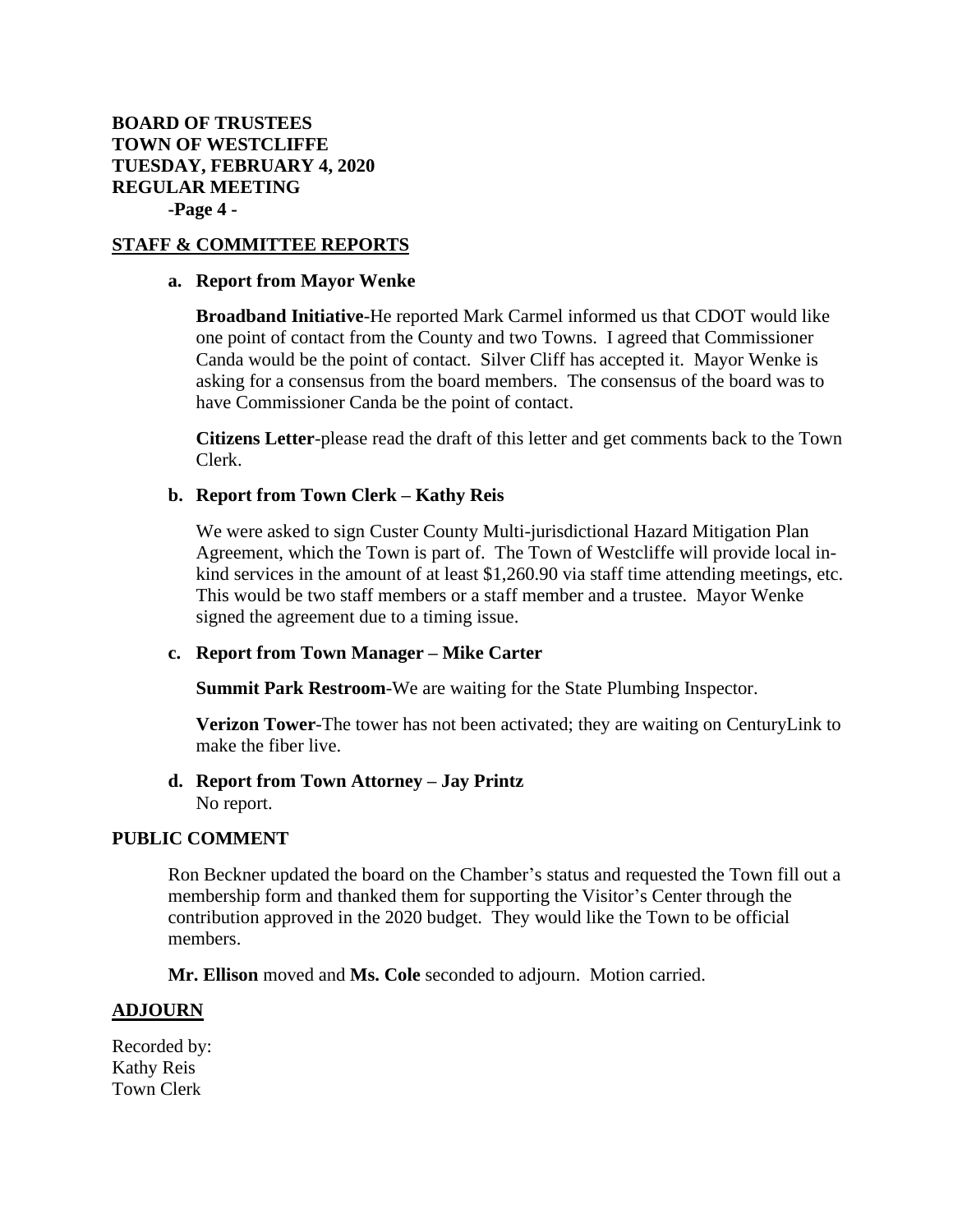**BOARD OF TRUSTEES**
**TOWN OF WESTCLIFFE**
**TUESDAY, FEBRUARY 4, 2020**
**REGULAR MEETING**

## STAFF & COMMITTEE REPORTS

### a. Report from Mayor Wenke

**Broadband Initiative**-He reported Mark Carmel informed us that CDOT would like one point of contact from the County and two Towns. I agreed that Commissioner Canda would be the point of contact. Silver Cliff has accepted it. Mayor Wenke is asking for a consensus from the board members. The consensus of the board was to have Commissioner Canda be the point of contact.

**Citizens Letter**-please read the draft of this letter and get comments back to the Town Clerk.

### b. Report from Town Clerk – Kathy Reis

We were asked to sign Custer County Multi-jurisdictional Hazard Mitigation Plan Agreement, which the Town is part of. The Town of Westcliffe will provide local in-kind services in the amount of at least $1,260.90 via staff time attending meetings, etc. This would be two staff members or a staff member and a trustee. Mayor Wenke signed the agreement due to a timing issue.

### c. Report from Town Manager – Mike Carter

**Summit Park Restroom**-We are waiting for the State Plumbing Inspector.

**Verizon Tower**-The tower has not been activated; they are waiting on CenturyLink to make the fiber live.

### d. Report from Town Attorney – Jay Printz

No report.

## PUBLIC COMMENT

Ron Beckner updated the board on the Chamber's status and requested the Town fill out a membership form and thanked them for supporting the Visitor's Center through the contribution approved in the 2020 budget. They would like the Town to be official members.

**Mr. Ellison** moved and **Ms. Cole** seconded to adjourn. Motion carried.

## ADJOURN

Recorded by:
Kathy Reis
Town Clerk